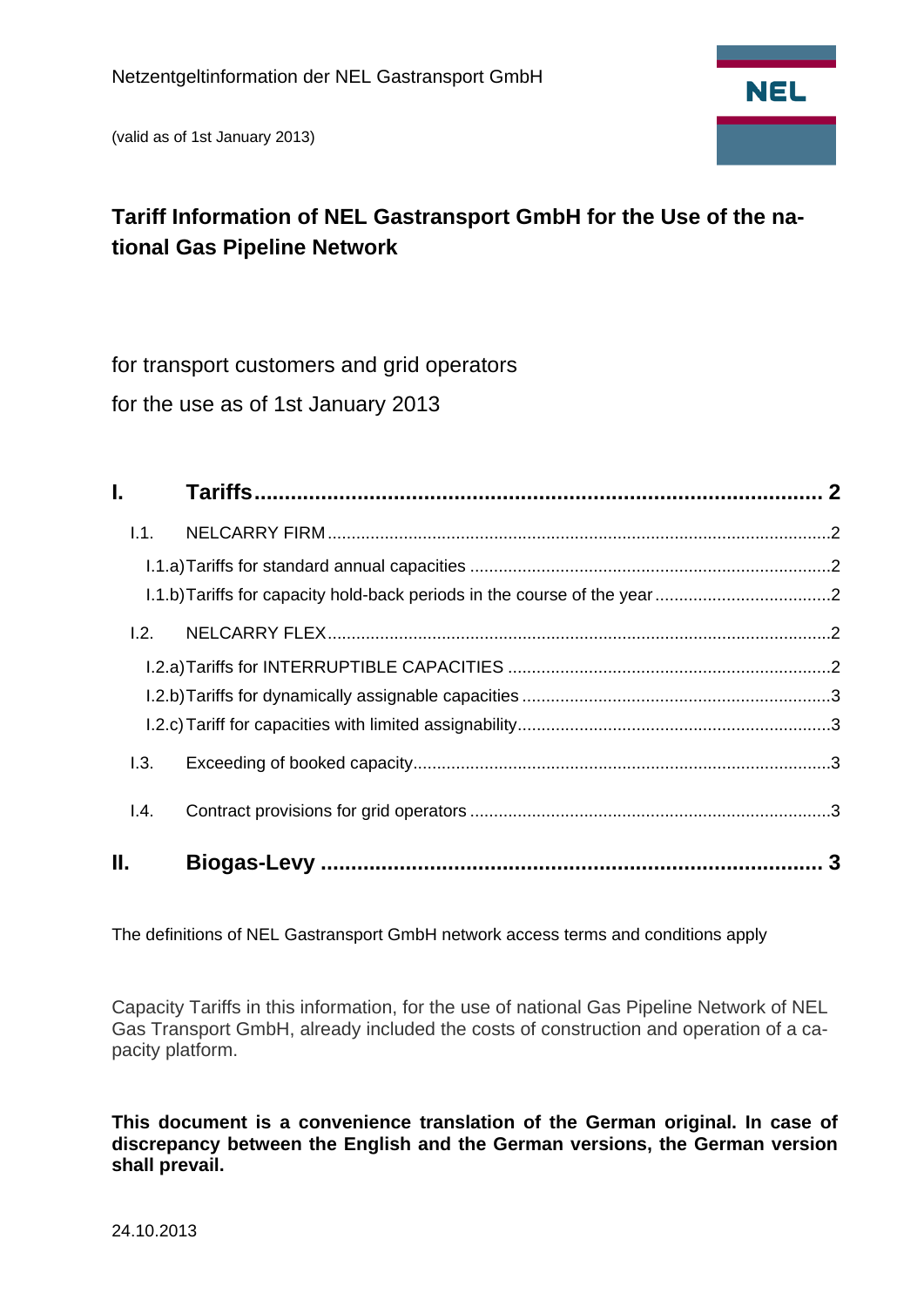Netzentgeltinformation der NEL Gastransport GmbH

(valid as of 1st January 2013)

NEL

# Tariff Information of NEL Gastransport GmbH for the Use of the national Gas Pipeline Network

for transport customers and grid operators

for the use as of 1st January 2013

| | | |
|---|---|---|
| **I.** | **Tariffs** | **2** |
| I.1. | NELCARRY FIRM | 2 |
| | I.1.a) Tariffs for standard annual capacities | 2 |
| | I.1.b) Tariffs for capacity hold-back periods in the course of the year | 2 |
| I.2. | NELCARRY FLEX | 2 |
| | I.2.a) Tariffs for INTERRUPTIBLE CAPACITIES | 2 |
| | I.2.b) Tariffs for dynamically assignable capacities | 3 |
| | I.2.c) Tariff for capacities with limited assignability | 3 |
| I.3. | Exceeding of booked capacity | 3 |
| I.4. | Contract provisions for grid operators | 3 |
| **II.** | **Biogas-Levy** | **3** |

The definitions of NEL Gastransport GmbH network access terms and conditions apply

Capacity Tariffs in this information, for the use of national Gas Pipeline Network of NEL Gas Transport GmbH, already included the costs of construction and operation of a capacity platform.

**This document is a convenience translation of the German original. In case of discrepancy between the English and the German versions, the German version shall prevail.**

24.10.2013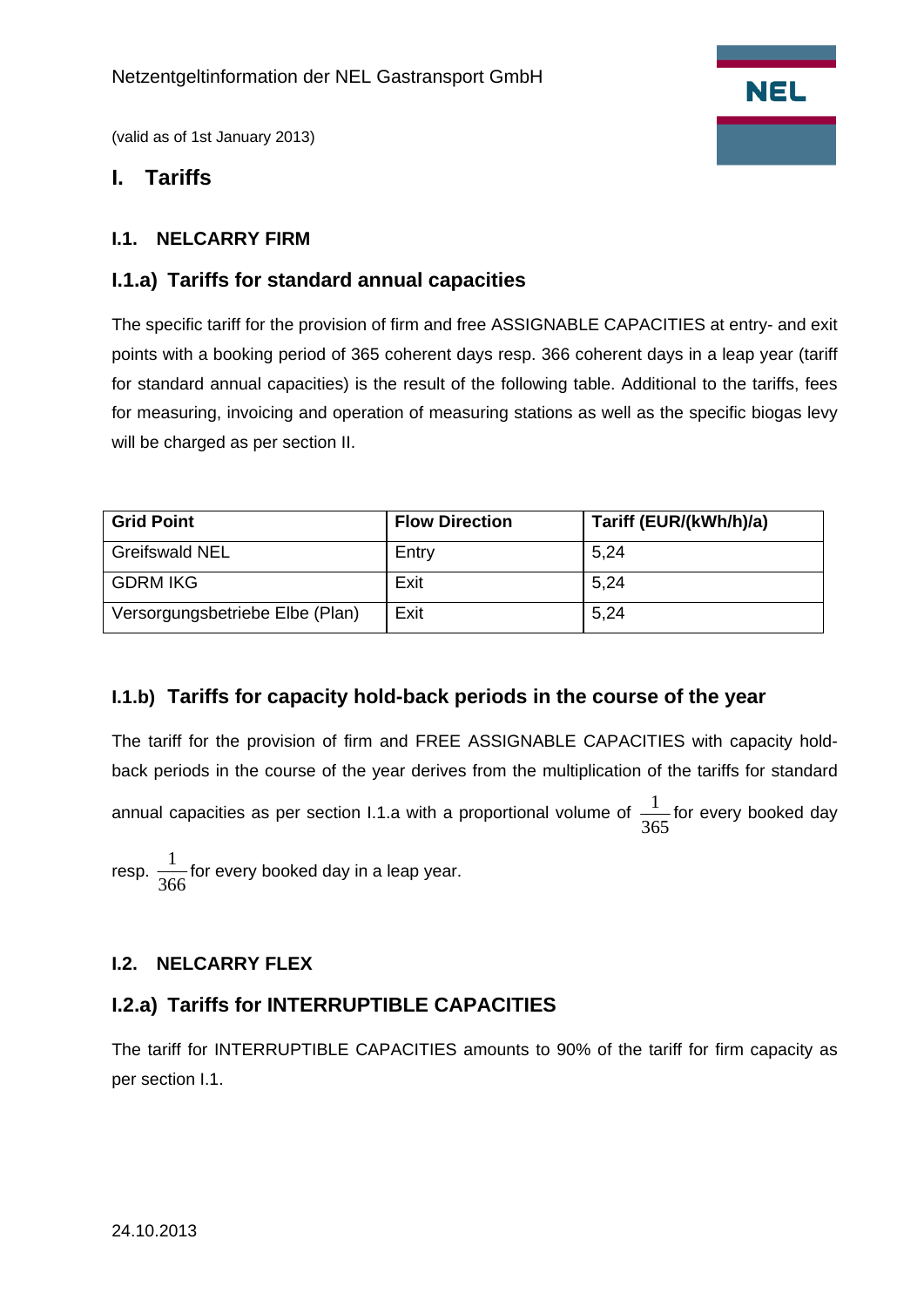Netzentgeltinformation der NEL Gastransport GmbH

(valid as of 1st January 2013)

# I. Tariffs

## I.1. NELCARRY FIRM

### I.1.a) Tariffs for standard annual capacities

The specific tariff for the provision of firm and free ASSIGNABLE CAPACITIES at entry- and exit points with a booking period of 365 coherent days resp. 366 coherent days in a leap year (tariff for standard annual capacities) is the result of the following table. Additional to the tariffs, fees for measuring, invoicing and operation of measuring stations as well as the specific biogas levy will be charged as per section II.

| Grid Point | Flow Direction | Tariff (EUR/(kWh/h)/a) |
| --- | --- | --- |
| Greifswald NEL | Entry | 5,24 |
| GDRM IKG | Exit | 5,24 |
| Versorgungsbetriebe Elbe (Plan) | Exit | 5,24 |

### I.1.b) Tariffs for capacity hold-back periods in the course of the year

The tariff for the provision of firm and FREE ASSIGNABLE CAPACITIES with capacity hold-back periods in the course of the year derives from the multiplication of the tariffs for standard annual capacities as per section I.1.a with a proportional volume of $\frac{1}{365}$ for every booked day resp. $\frac{1}{366}$ for every booked day in a leap year.

## I.2. NELCARRY FLEX

### I.2.a) Tariffs for INTERRUPTIBLE CAPACITIES

The tariff for INTERRUPTIBLE CAPACITIES amounts to 90% of the tariff for firm capacity as per section I.1.

24.10.2013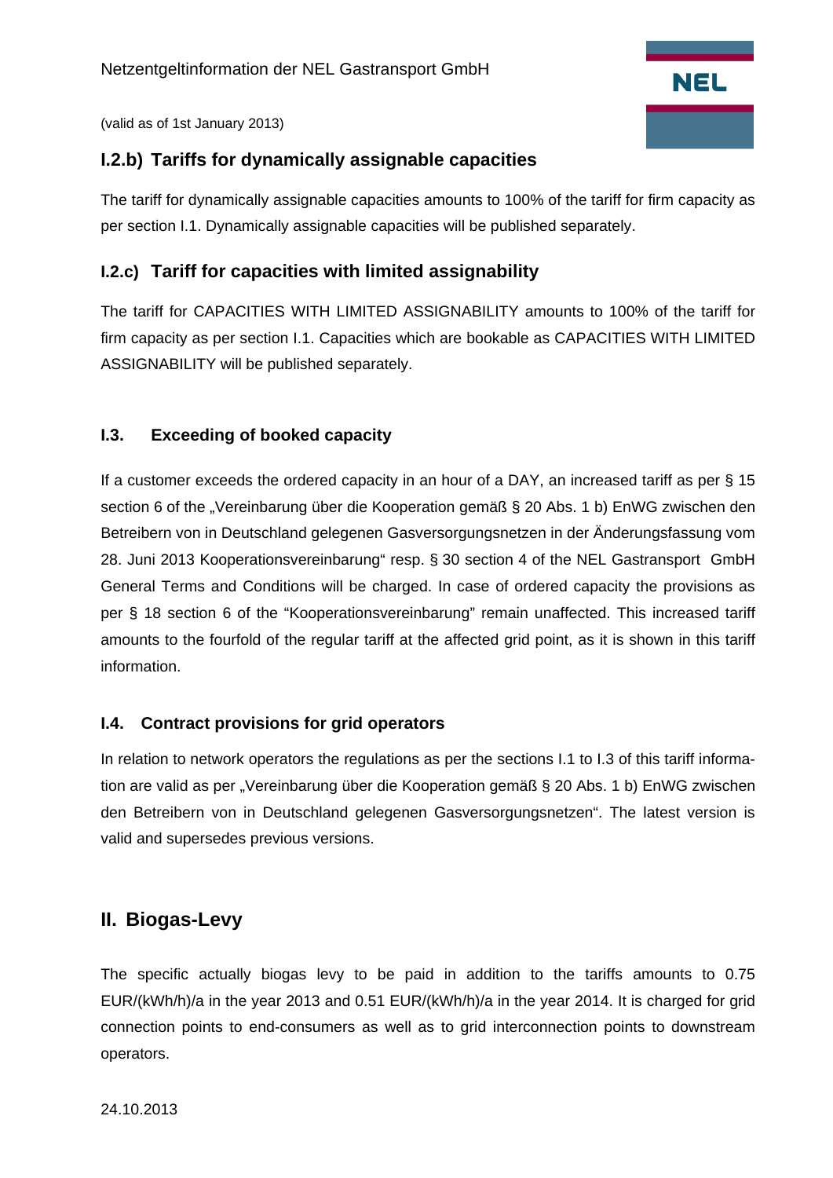## I.2.b) Tariffs for dynamically assignable capacities

The tariff for dynamically assignable capacities amounts to 100% of the tariff for firm capacity as per section I.1. Dynamically assignable capacities will be published separately.

## I.2.c) Tariff for capacities with limited assignability

The tariff for CAPACITIES WITH LIMITED ASSIGNABILITY amounts to 100% of the tariff for firm capacity as per section I.1. Capacities which are bookable as CAPACITIES WITH LIMITED ASSIGNABILITY will be published separately.

### I.3. Exceeding of booked capacity

If a customer exceeds the ordered capacity in an hour of a DAY, an increased tariff as per § 15 section 6 of the „Vereinbarung über die Kooperation gemäß § 20 Abs. 1 b) EnWG zwischen den Betreibern von in Deutschland gelegenen Gasversorgungsnetzen in der Änderungsfassung vom 28. Juni 2013 Kooperationsvereinbarung“ resp. § 30 section 4 of the NEL Gastransport GmbH General Terms and Conditions will be charged. In case of ordered capacity the provisions as per § 18 section 6 of the “Kooperationsvereinbarung” remain unaffected. This increased tariff amounts to the fourfold of the regular tariff at the affected grid point, as it is shown in this tariff information.

### I.4. Contract provisions for grid operators

In relation to network operators the regulations as per the sections I.1 to I.3 of this tariff information are valid as per „Vereinbarung über die Kooperation gemäß § 20 Abs. 1 b) EnWG zwischen den Betreibern von in Deutschland gelegenen Gasversorgungsnetzen“. The latest version is valid and supersedes previous versions.

## II. Biogas-Levy

The specific actually biogas levy to be paid in addition to the tariffs amounts to 0.75 EUR/(kWh/h)/a in the year 2013 and 0.51 EUR/(kWh/h)/a in the year 2014. It is charged for grid connection points to end-consumers as well as to grid interconnection points to downstream operators.